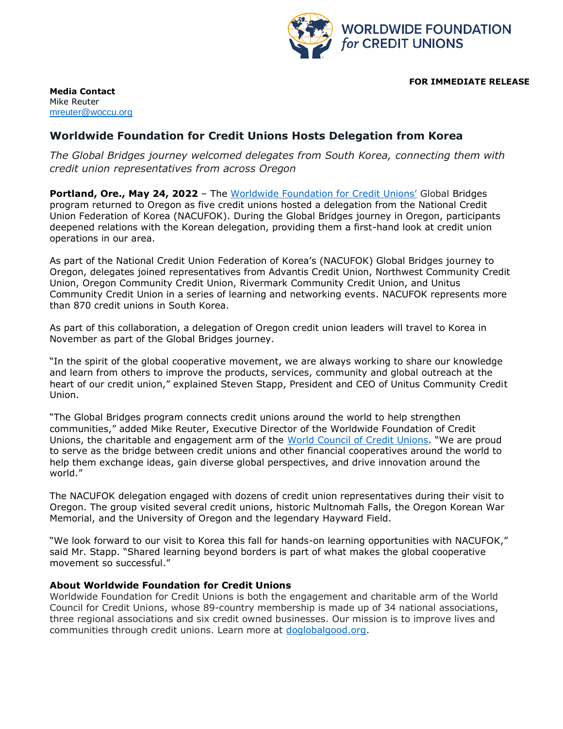WORLDWIDE FOUNDATION for CREDIT UNIONS

**FOR IMMEDIATE RELEASE**

**Media Contact**
Mike Reuter
mreuter@woccu.org

## Worldwide Foundation for Credit Unions Hosts Delegation from Korea

*The Global Bridges journey welcomed delegates from South Korea, connecting them with credit union representatives from across Oregon*

**Portland, Ore., May 24, 2022** – The Worldwide Foundation for Credit Unions' Global Bridges program returned to Oregon as five credit unions hosted a delegation from the National Credit Union Federation of Korea (NACUFOK). During the Global Bridges journey in Oregon, participants deepened relations with the Korean delegation, providing them a first-hand look at credit union operations in our area.

As part of the National Credit Union Federation of Korea's (NACUFOK) Global Bridges journey to Oregon, delegates joined representatives from Advantis Credit Union, Northwest Community Credit Union, Oregon Community Credit Union, Rivermark Community Credit Union, and Unitus Community Credit Union in a series of learning and networking events. NACUFOK represents more than 870 credit unions in South Korea.

As part of this collaboration, a delegation of Oregon credit union leaders will travel to Korea in November as part of the Global Bridges journey.

"In the spirit of the global cooperative movement, we are always working to share our knowledge and learn from others to improve the products, services, community and global outreach at the heart of our credit union," explained Steven Stapp, President and CEO of Unitus Community Credit Union.

"The Global Bridges program connects credit unions around the world to help strengthen communities," added Mike Reuter, Executive Director of the Worldwide Foundation of Credit Unions, the charitable and engagement arm of the World Council of Credit Unions. "We are proud to serve as the bridge between credit unions and other financial cooperatives around the world to help them exchange ideas, gain diverse global perspectives, and drive innovation around the world."

The NACUFOK delegation engaged with dozens of credit union representatives during their visit to Oregon. The group visited several credit unions, historic Multnomah Falls, the Oregon Korean War Memorial, and the University of Oregon and the legendary Hayward Field.

"We look forward to our visit to Korea this fall for hands-on learning opportunities with NACUFOK," said Mr. Stapp. "Shared learning beyond borders is part of what makes the global cooperative movement so successful."

**About Worldwide Foundation for Credit Unions**
Worldwide Foundation for Credit Unions is both the engagement and charitable arm of the World Council for Credit Unions, whose 89-country membership is made up of 34 national associations, three regional associations and six credit owned businesses. Our mission is to improve lives and communities through credit unions. Learn more at doglobalgood.org.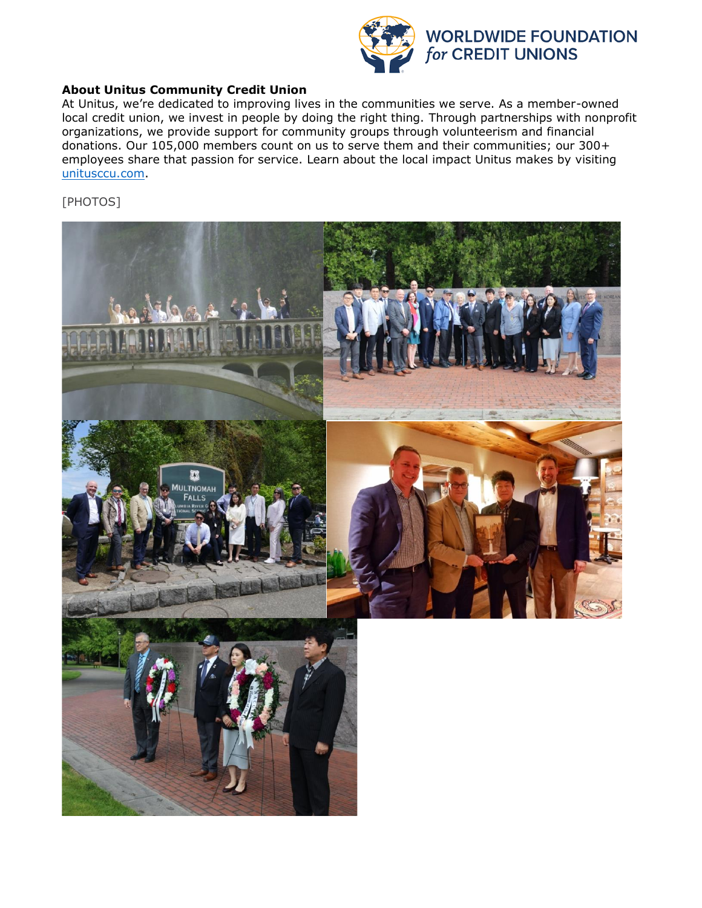**About Unitus Community Credit Union**
At Unitus, we're dedicated to improving lives in the communities we serve. As a member-owned local credit union, we invest in people by doing the right thing. Through partnerships with nonprofit organizations, we provide support for community groups through volunteerism and financial donations. Our 105,000 members count on us to serve them and their communities; our 300+ employees share that passion for service. Learn about the local impact Unitus makes by visiting [unitusccu.com](unitusccu.com).

[PHOTOS]